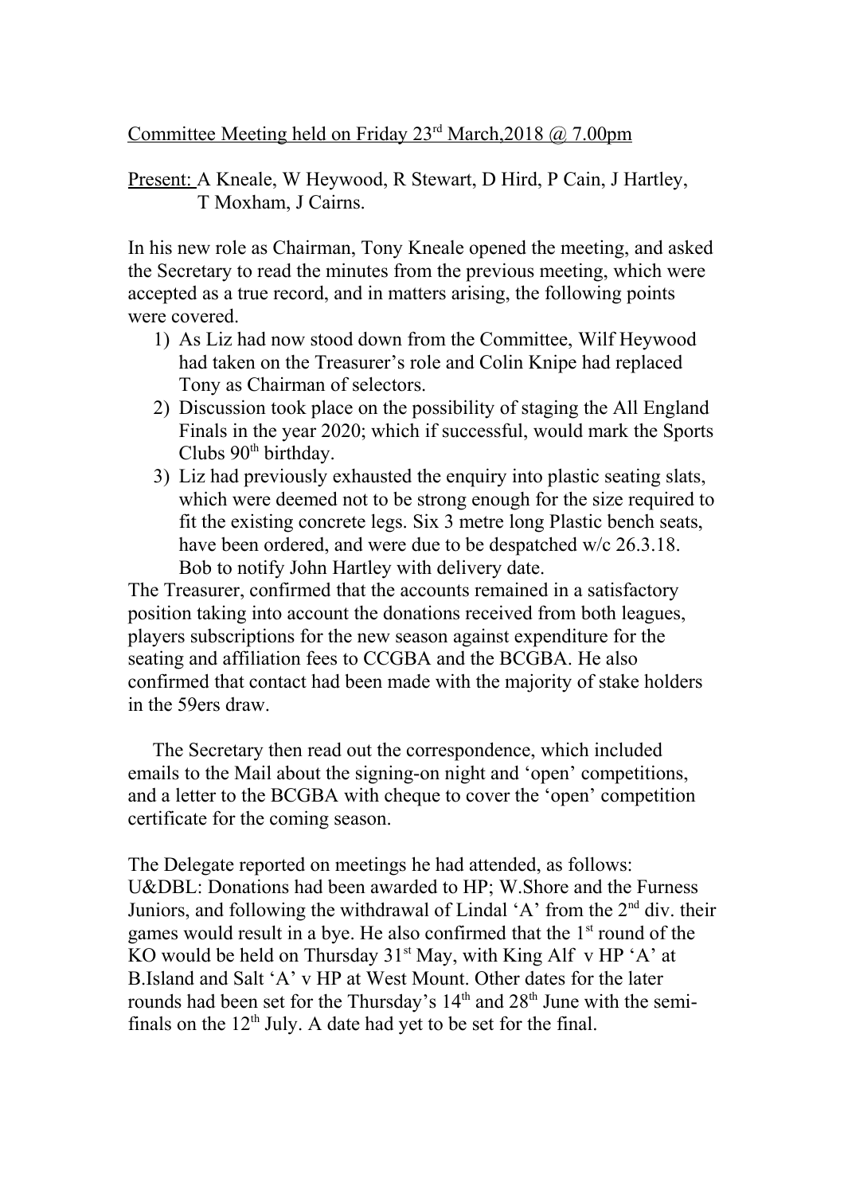Committee Meeting held on Friday 23rd March,2018 @ 7.00pm

Present: A Kneale, W Heywood, R Stewart, D Hird, P Cain, J Hartley, T Moxham, J Cairns.

In his new role as Chairman, Tony Kneale opened the meeting, and asked the Secretary to read the minutes from the previous meeting, which were accepted as a true record, and in matters arising, the following points were covered.

1) As Liz had now stood down from the Committee, Wilf Heywood had taken on the Treasurer's role and Colin Knipe had replaced Tony as Chairman of selectors.
2) Discussion took place on the possibility of staging the All England Finals in the year 2020; which if successful, would mark the Sports Clubs 90th birthday.
3) Liz had previously exhausted the enquiry into plastic seating slats, which were deemed not to be strong enough for the size required to fit the existing concrete legs. Six 3 metre long Plastic bench seats, have been ordered, and were due to be despatched w/c 26.3.18. Bob to notify John Hartley with delivery date.

The Treasurer, confirmed that the accounts remained in a satisfactory position taking into account the donations received from both leagues, players subscriptions for the new season against expenditure for the seating and affiliation fees to CCGBA and the BCGBA. He also confirmed that contact had been made with the majority of stake holders in the 59ers draw.

The Secretary then read out the correspondence, which included emails to the Mail about the signing-on night and 'open' competitions, and a letter to the BCGBA with cheque to cover the 'open' competition certificate for the coming season.

The Delegate reported on meetings he had attended, as follows:
U&DBL: Donations had been awarded to HP; W.Shore and the Furness Juniors, and following the withdrawal of Lindal 'A' from the 2nd div. their games would result in a bye. He also confirmed that the 1st round of the KO would be held on Thursday 31st May, with King Alf v HP 'A' at B.Island and Salt 'A' v HP at West Mount. Other dates for the later rounds had been set for the Thursday's 14th and 28th June with the semi-finals on the 12th July. A date had yet to be set for the final.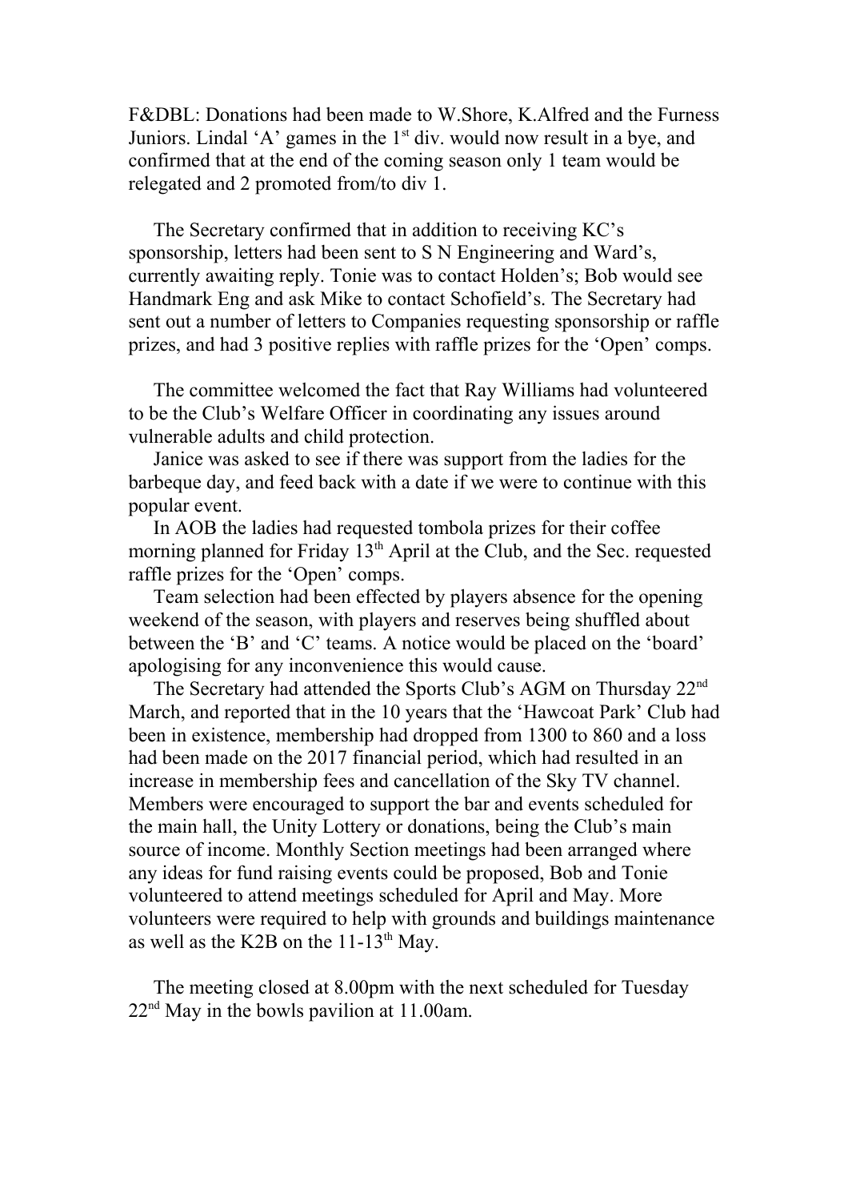F&DBL: Donations had been made to W.Shore, K.Alfred and the Furness Juniors. Lindal 'A' games in the 1st div. would now result in a bye, and confirmed that at the end of the coming season only 1 team would be relegated and 2 promoted from/to div 1.

The Secretary confirmed that in addition to receiving KC's sponsorship, letters had been sent to S N Engineering and Ward's, currently awaiting reply. Tonie was to contact Holden's; Bob would see Handmark Eng and ask Mike to contact Schofield's. The Secretary had sent out a number of letters to Companies requesting sponsorship or raffle prizes, and had 3 positive replies with raffle prizes for the 'Open' comps.

The committee welcomed the fact that Ray Williams had volunteered to be the Club's Welfare Officer in coordinating any issues around vulnerable adults and child protection.

Janice was asked to see if there was support from the ladies for the barbeque day, and feed back with a date if we were to continue with this popular event.

In AOB the ladies had requested tombola prizes for their coffee morning planned for Friday 13th April at the Club, and the Sec. requested raffle prizes for the 'Open' comps.

Team selection had been effected by players absence for the opening weekend of the season, with players and reserves being shuffled about between the 'B' and 'C' teams. A notice would be placed on the 'board' apologising for any inconvenience this would cause.

The Secretary had attended the Sports Club's AGM on Thursday 22nd March, and reported that in the 10 years that the 'Hawcoat Park' Club had been in existence, membership had dropped from 1300 to 860 and a loss had been made on the 2017 financial period, which had resulted in an increase in membership fees and cancellation of the Sky TV channel. Members were encouraged to support the bar and events scheduled for the main hall, the Unity Lottery or donations, being the Club's main source of income. Monthly Section meetings had been arranged where any ideas for fund raising events could be proposed, Bob and Tonie volunteered to attend meetings scheduled for April and May. More volunteers were required to help with grounds and buildings maintenance as well as the K2B on the 11-13th May.

The meeting closed at 8.00pm with the next scheduled for Tuesday 22nd May in the bowls pavilion at 11.00am.